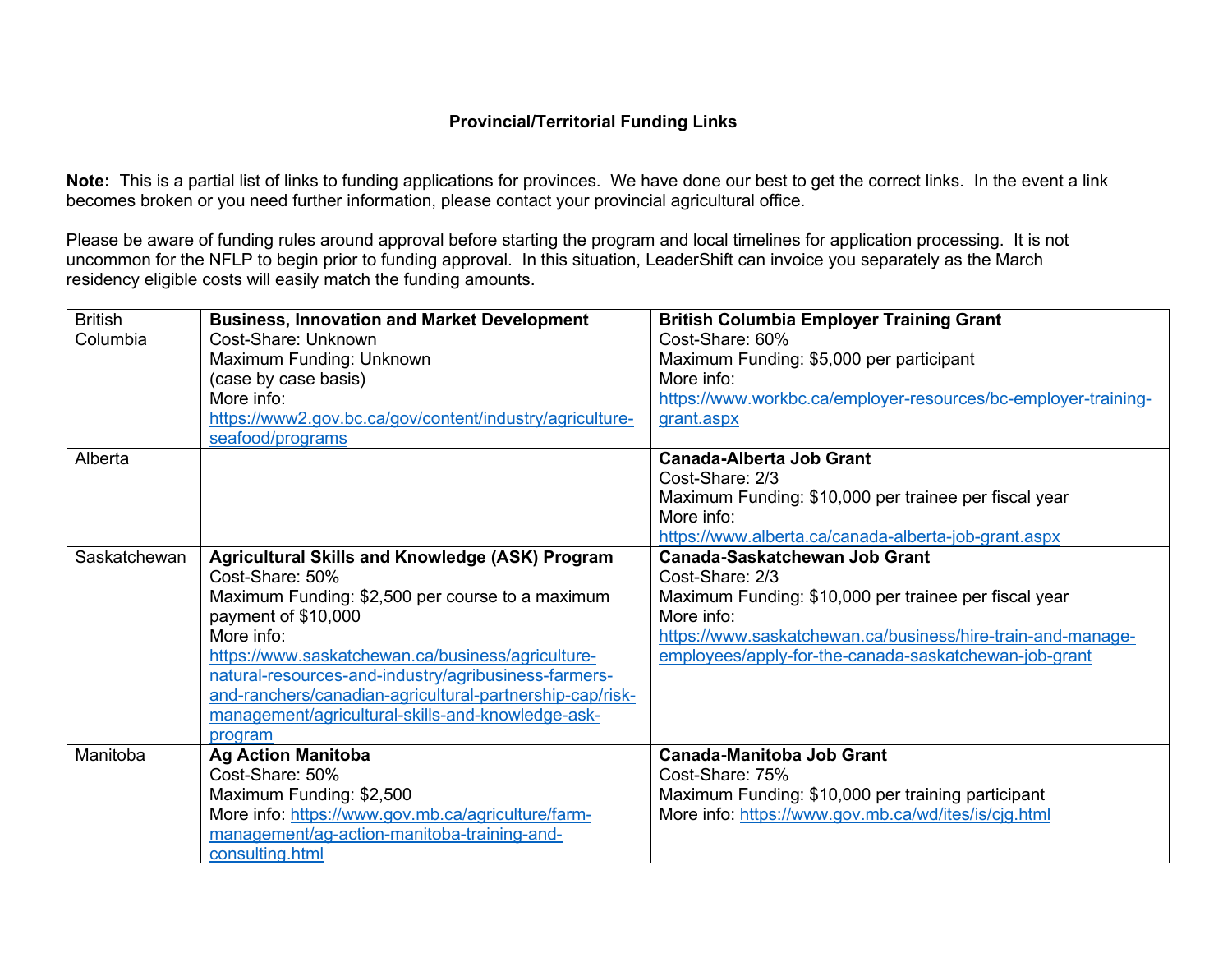**Provincial/Territorial Funding Links**

**Note:** This is a partial list of links to funding applications for provinces. We have done our best to get the correct links. In the event a link becomes broken or you need further information, please contact your provincial agricultural office.

Please be aware of funding rules around approval before starting the program and local timelines for application processing. It is not uncommon for the NFLP to begin prior to funding approval. In this situation, LeaderShift can invoice you separately as the March residency eligible costs will easily match the funding amounts.

| | | |
|---|---|---|
| British Columbia | **Business, Innovation and Market Development**<br>Cost-Share: Unknown<br>Maximum Funding: Unknown<br>(case by case basis)<br>More info:<br>[https://www2.gov.bc.ca/gov/content/industry/agriculture-seafood/programs](https://www2.gov.bc.ca/gov/content/industry/agriculture-seafood/programs) | **British Columbia Employer Training Grant**<br>Cost-Share: 60%<br>Maximum Funding: $5,000 per participant<br>More info:<br>[https://www.workbc.ca/employer-resources/bc-employer-training-grant.aspx](https://www.workbc.ca/employer-resources/bc-employer-training-grant.aspx) |
| Alberta | | **Canada-Alberta Job Grant**<br>Cost-Share: 2/3<br>Maximum Funding: $10,000 per trainee per fiscal year<br>More info:<br>[https://www.alberta.ca/canada-alberta-job-grant.aspx](https://www.alberta.ca/canada-alberta-job-grant.aspx) |
| Saskatchewan | **Agricultural Skills and Knowledge (ASK) Program**<br>Cost-Share: 50%<br>Maximum Funding: $2,500 per course to a maximum payment of $10,000<br>More info:<br>[https://www.saskatchewan.ca/business/agriculture-natural-resources-and-industry/agribusiness-farmers-and-ranchers/canadian-agricultural-partnership-cap/risk-management/agricultural-skills-and-knowledge-ask-program](https://www.saskatchewan.ca/business/agriculture-natural-resources-and-industry/agribusiness-farmers-and-ranchers/canadian-agricultural-partnership-cap/risk-management/agricultural-skills-and-knowledge-ask-program) | **Canada-Saskatchewan Job Grant**<br>Cost-Share: 2/3<br>Maximum Funding: $10,000 per trainee per fiscal year<br>More info:<br>[https://www.saskatchewan.ca/business/hire-train-and-manage-employees/apply-for-the-canada-saskatchewan-job-grant](https://www.saskatchewan.ca/business/hire-train-and-manage-employees/apply-for-the-canada-saskatchewan-job-grant) |
| Manitoba | **Ag Action Manitoba**<br>Cost-Share: 50%<br>Maximum Funding: $2,500<br>More info: [https://www.gov.mb.ca/agriculture/farm-management/ag-action-manitoba-training-and-consulting.html](https://www.gov.mb.ca/agriculture/farm-management/ag-action-manitoba-training-and-consulting.html) | **Canada-Manitoba Job Grant**<br>Cost-Share: 75%<br>Maximum Funding: $10,000 per training participant<br>More info: [https://www.gov.mb.ca/wd/ites/is/cjg.html](https://www.gov.mb.ca/wd/ites/is/cjg.html) |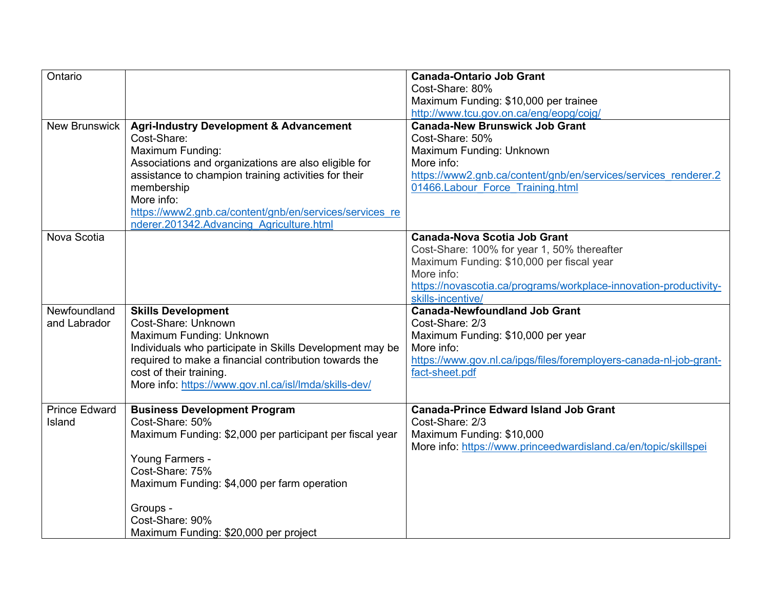| | | |
|---|---|---|
| Ontario | | **Canada-Ontario Job Grant**<br>Cost-Share: 80%<br>Maximum Funding: $10,000 per trainee<br>http://www.tcu.gov.on.ca/eng/eopg/cojg/ |
| New Brunswick | **Agri-Industry Development & Advancement**<br>Cost-Share:<br>Maximum Funding:<br>Associations and organizations are also eligible for assistance to champion training activities for their membership<br>More info:<br>https://www2.gnb.ca/content/gnb/en/services/services_renderer.201342.Advancing_Agriculture.html | **Canada-New Brunswick Job Grant**<br>Cost-Share: 50%<br>Maximum Funding: Unknown<br>More info:<br>https://www2.gnb.ca/content/gnb/en/services/services_renderer.201466.Labour_Force_Training.html |
| Nova Scotia | | **Canada-Nova Scotia Job Grant**<br>Cost-Share: 100% for year 1, 50% thereafter<br>Maximum Funding: $10,000 per fiscal year<br>More info:<br>https://novascotia.ca/programs/workplace-innovation-productivity-skills-incentive/ |
| Newfoundland and Labrador | **Skills Development**<br>Cost-Share: Unknown<br>Maximum Funding: Unknown<br>Individuals who participate in Skills Development may be required to make a financial contribution towards the cost of their training.<br>More info: https://www.gov.nl.ca/isl/lmda/skills-dev/ | **Canada-Newfoundland Job Grant**<br>Cost-Share: 2/3<br>Maximum Funding: $10,000 per year<br>More info:<br>https://www.gov.nl.ca/ipgs/files/foremployers-canada-nl-job-grant-fact-sheet.pdf |
| Prince Edward Island | **Business Development Program**<br>Cost-Share: 50%<br>Maximum Funding: $2,000 per participant per fiscal year<br><br>Young Farmers -<br>Cost-Share: 75%<br>Maximum Funding: $4,000 per farm operation<br><br>Groups -<br>Cost-Share: 90%<br>Maximum Funding: $20,000 per project | **Canada-Prince Edward Island Job Grant**<br>Cost-Share: 2/3<br>Maximum Funding: $10,000<br>More info: https://www.princeedwardisland.ca/en/topic/skillspei |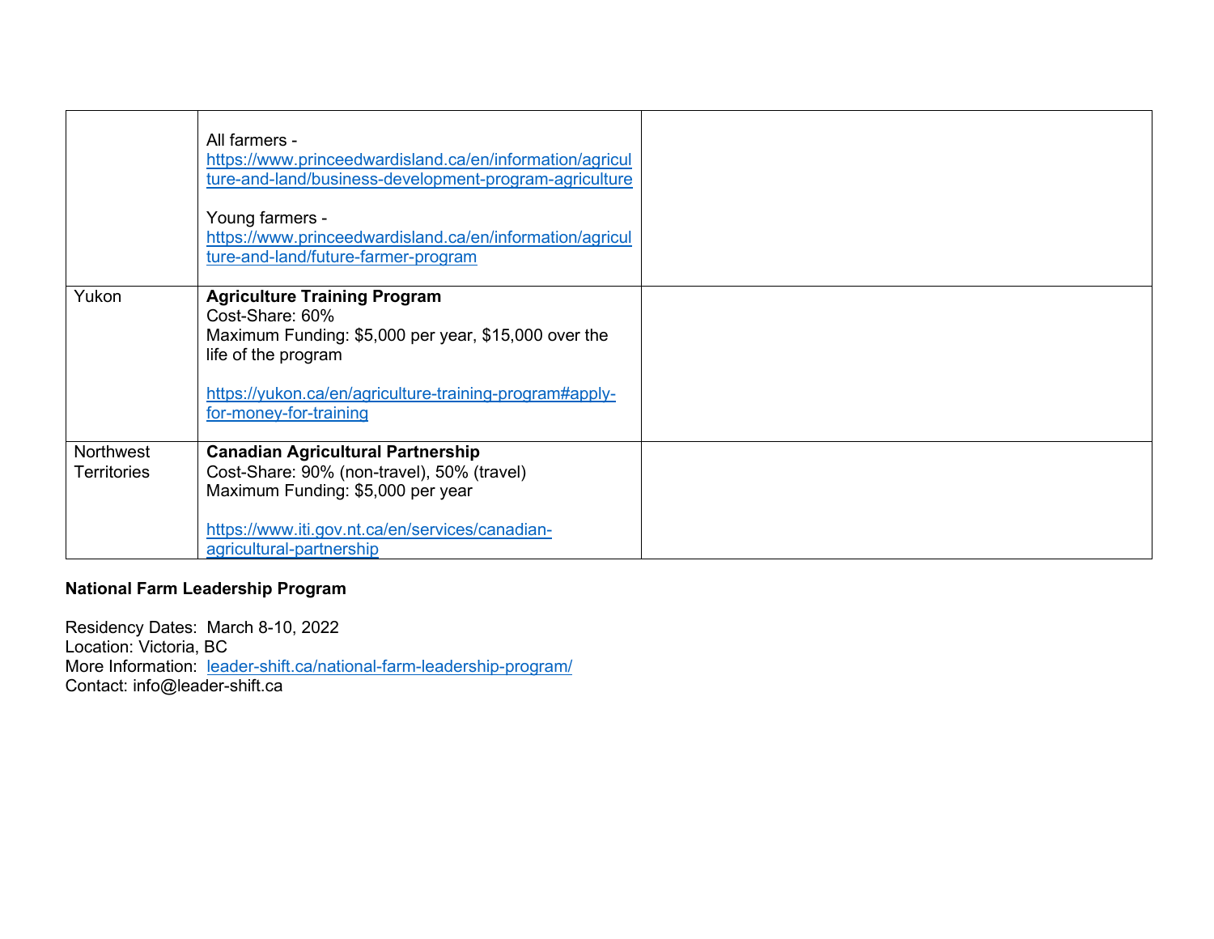| | | |
|---|---|---|
| | All farmers - https://www.princeedwardisland.ca/en/information/agriculture-and-land/business-development-program-agriculture<br><br>Young farmers - https://www.princeedwardisland.ca/en/information/agriculture-and-land/future-farmer-program | |
| Yukon | **Agriculture Training Program**<br>Cost-Share: 60%<br>Maximum Funding: $5,000 per year, $15,000 over the life of the program<br><br>https://yukon.ca/en/agriculture-training-program#apply-for-money-for-training | |
| Northwest Territories | **Canadian Agricultural Partnership**<br>Cost-Share: 90% (non-travel), 50% (travel)<br>Maximum Funding: $5,000 per year<br><br>https://www.iti.gov.nt.ca/en/services/canadian-agricultural-partnership | |

**National Farm Leadership Program**

Residency Dates: March 8-10, 2022
Location: Victoria, BC
More Information: leader-shift.ca/national-farm-leadership-program/
Contact: info@leader-shift.ca